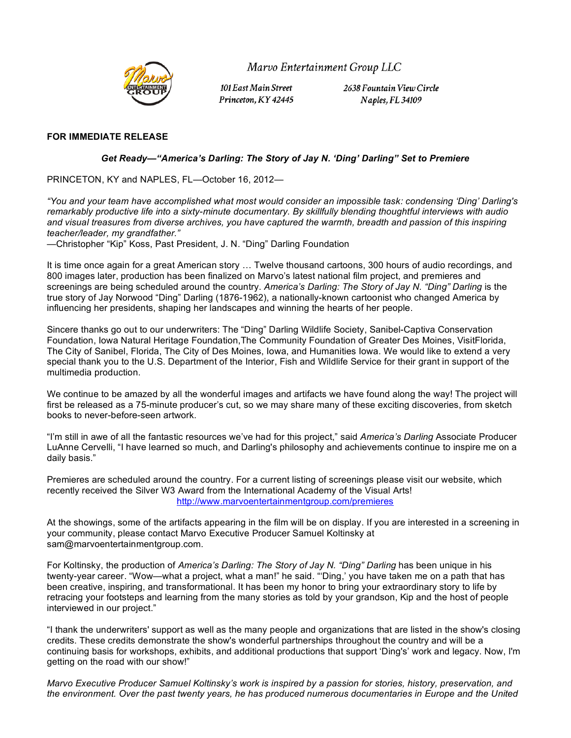Marvo Entertainment Group LLC

101 East Main Street
Princeton, KY 42445

2638 Fountain View Circle
Naples, FL 34109

**FOR IMMEDIATE RELEASE**

***Get Ready—"America's Darling: The Story of Jay N. 'Ding' Darling" Set to Premiere***

PRINCETON, KY and NAPLES, FL—October 16, 2012—

*"You and your team have accomplished what most would consider an impossible task: condensing 'Ding' Darling's remarkably productive life into a sixty-minute documentary. By skillfully blending thoughtful interviews with audio and visual treasures from diverse archives, you have captured the warmth, breadth and passion of this inspiring teacher/leader, my grandfather."*
—Christopher "Kip" Koss, Past President, J. N. "Ding" Darling Foundation

It is time once again for a great American story … Twelve thousand cartoons, 300 hours of audio recordings, and 800 images later, production has been finalized on Marvo's latest national film project, and premieres and screenings are being scheduled around the country. *America's Darling: The Story of Jay N. "Ding" Darling* is the true story of Jay Norwood "Ding" Darling (1876-1962), a nationally-known cartoonist who changed America by influencing her presidents, shaping her landscapes and winning the hearts of her people.

Sincere thanks go out to our underwriters: The "Ding" Darling Wildlife Society, Sanibel-Captiva Conservation Foundation, Iowa Natural Heritage Foundation,The Community Foundation of Greater Des Moines, VisitFlorida, The City of Sanibel, Florida, The City of Des Moines, Iowa, and Humanities Iowa. We would like to extend a very special thank you to the U.S. Department of the Interior, Fish and Wildlife Service for their grant in support of the multimedia production.

We continue to be amazed by all the wonderful images and artifacts we have found along the way! The project will first be released as a 75-minute producer's cut, so we may share many of these exciting discoveries, from sketch books to never-before-seen artwork.

"I'm still in awe of all the fantastic resources we've had for this project," said *America's Darling* Associate Producer LuAnne Cervelli, "I have learned so much, and Darling's philosophy and achievements continue to inspire me on a daily basis."

Premieres are scheduled around the country. For a current listing of screenings please visit our website, which recently received the Silver W3 Award from the International Academy of the Visual Arts!
http://www.marvoentertainmentgroup.com/premieres

At the showings, some of the artifacts appearing in the film will be on display. If you are interested in a screening in your community, please contact Marvo Executive Producer Samuel Koltinsky at sam@marvoentertainmentgroup.com.

For Koltinsky, the production of *America's Darling: The Story of Jay N. "Ding" Darling* has been unique in his twenty-year career. "Wow—what a project, what a man!" he said. "'Ding,' you have taken me on a path that has been creative, inspiring, and transformational. It has been my honor to bring your extraordinary story to life by retracing your footsteps and learning from the many stories as told by your grandson, Kip and the host of people interviewed in our project."

"I thank the underwriters' support as well as the many people and organizations that are listed in the show's closing credits. These credits demonstrate the show's wonderful partnerships throughout the country and will be a continuing basis for workshops, exhibits, and additional productions that support 'Ding's' work and legacy. Now, I'm getting on the road with our show!"

*Marvo Executive Producer Samuel Koltinsky's work is inspired by a passion for stories, history, preservation, and the environment. Over the past twenty years, he has produced numerous documentaries in Europe and the United*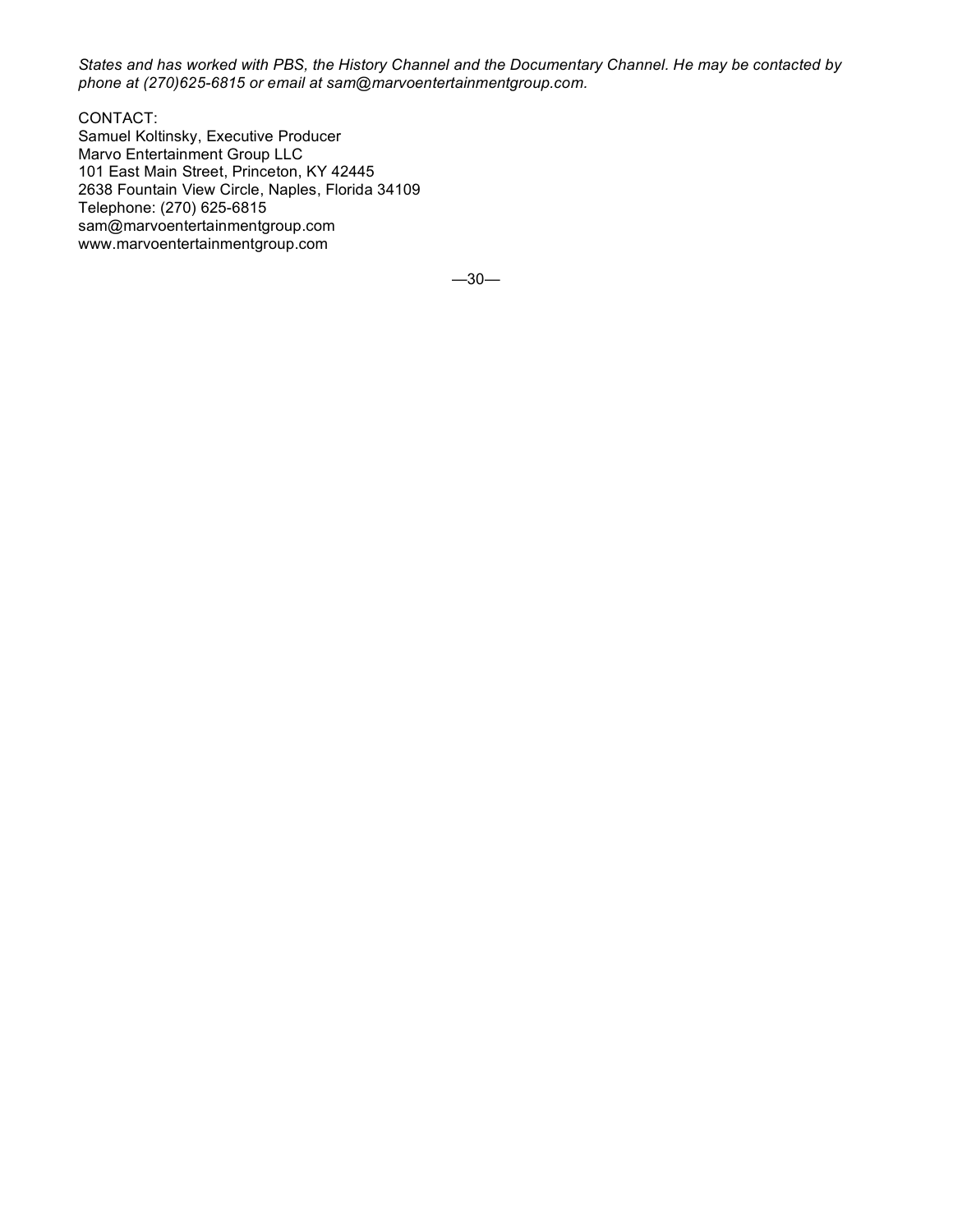*States and has worked with PBS, the History Channel and the Documentary Channel. He may be contacted by phone at (270)625-6815 or email at sam@marvoentertainmentgroup.com.*

CONTACT:
Samuel Koltinsky, Executive Producer
Marvo Entertainment Group LLC
101 East Main Street, Princeton, KY 42445
2638 Fountain View Circle, Naples, Florida 34109
Telephone: (270) 625-6815
sam@marvoentertainmentgroup.com
www.marvoentertainmentgroup.com

—30—